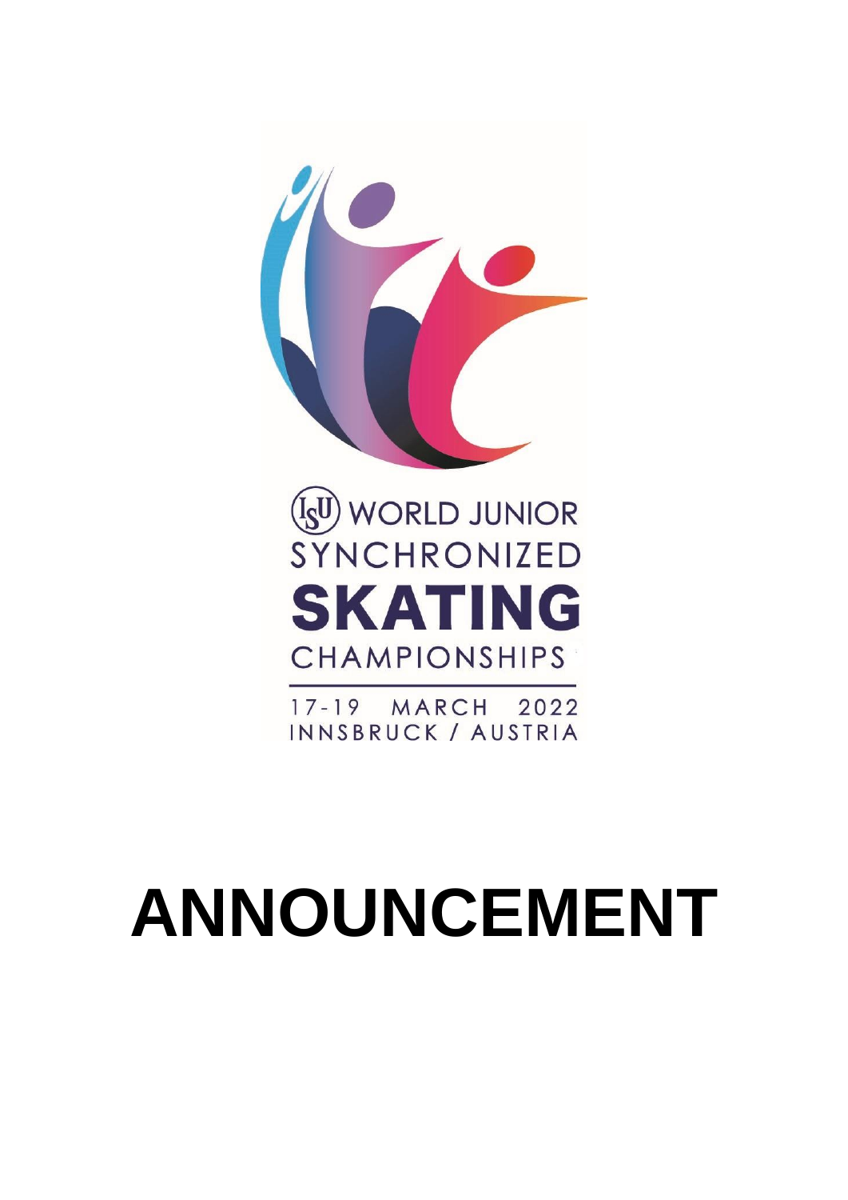ISU WORLD JUNIOR SYNCHRONIZED SKATING CHAMPIONSHIPS

17-19 MARCH 2022
INNSBRUCK / AUSTRIA

# ANNOUNCEMENT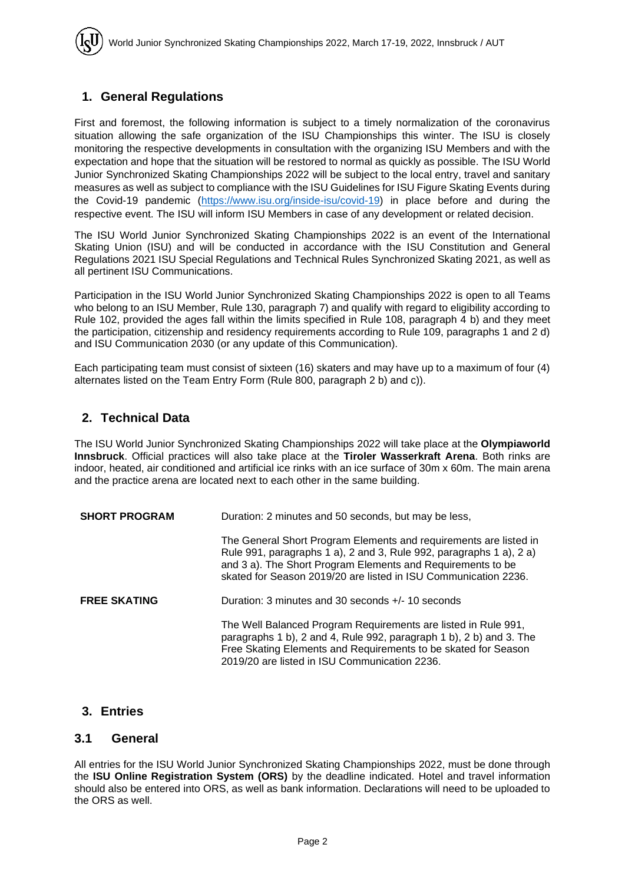## 1. General Regulations

First and foremost, the following information is subject to a timely normalization of the coronavirus situation allowing the safe organization of the ISU Championships this winter. The ISU is closely monitoring the respective developments in consultation with the organizing ISU Members and with the expectation and hope that the situation will be restored to normal as quickly as possible. The ISU World Junior Synchronized Skating Championships 2022 will be subject to the local entry, travel and sanitary measures as well as subject to compliance with the ISU Guidelines for ISU Figure Skating Events during the Covid-19 pandemic (https://www.isu.org/inside-isu/covid-19) in place before and during the respective event. The ISU will inform ISU Members in case of any development or related decision.

The ISU World Junior Synchronized Skating Championships 2022 is an event of the International Skating Union (ISU) and will be conducted in accordance with the ISU Constitution and General Regulations 2021 ISU Special Regulations and Technical Rules Synchronized Skating 2021, as well as all pertinent ISU Communications.

Participation in the ISU World Junior Synchronized Skating Championships 2022 is open to all Teams who belong to an ISU Member, Rule 130, paragraph 7) and qualify with regard to eligibility according to Rule 102, provided the ages fall within the limits specified in Rule 108, paragraph 4 b) and they meet the participation, citizenship and residency requirements according to Rule 109, paragraphs 1 and 2 d) and ISU Communication 2030 (or any update of this Communication).

Each participating team must consist of sixteen (16) skaters and may have up to a maximum of four (4) alternates listed on the Team Entry Form (Rule 800, paragraph 2 b) and c)).

## 2. Technical Data

The ISU World Junior Synchronized Skating Championships 2022 will take place at the **Olympiaworld Innsbruck**. Official practices will also take place at the **Tiroler Wasserkraft Arena**. Both rinks are indoor, heated, air conditioned and artificial ice rinks with an ice surface of 30m x 60m. The main arena and the practice arena are located next to each other in the same building.

**SHORT PROGRAM**

Duration: 2 minutes and 50 seconds, but may be less,

The General Short Program Elements and requirements are listed in Rule 991, paragraphs 1 a), 2 and 3, Rule 992, paragraphs 1 a), 2 a) and 3 a). The Short Program Elements and Requirements to be skated for Season 2019/20 are listed in ISU Communication 2236.

**FREE SKATING**

Duration: 3 minutes and 30 seconds +/- 10 seconds

The Well Balanced Program Requirements are listed in Rule 991, paragraphs 1 b), 2 and 4, Rule 992, paragraph 1 b), 2 b) and 3. The Free Skating Elements and Requirements to be skated for Season 2019/20 are listed in ISU Communication 2236.

## 3. Entries

### 3.1 General

All entries for the ISU World Junior Synchronized Skating Championships 2022, must be done through the **ISU Online Registration System (ORS)** by the deadline indicated. Hotel and travel information should also be entered into ORS, as well as bank information. Declarations will need to be uploaded to the ORS as well.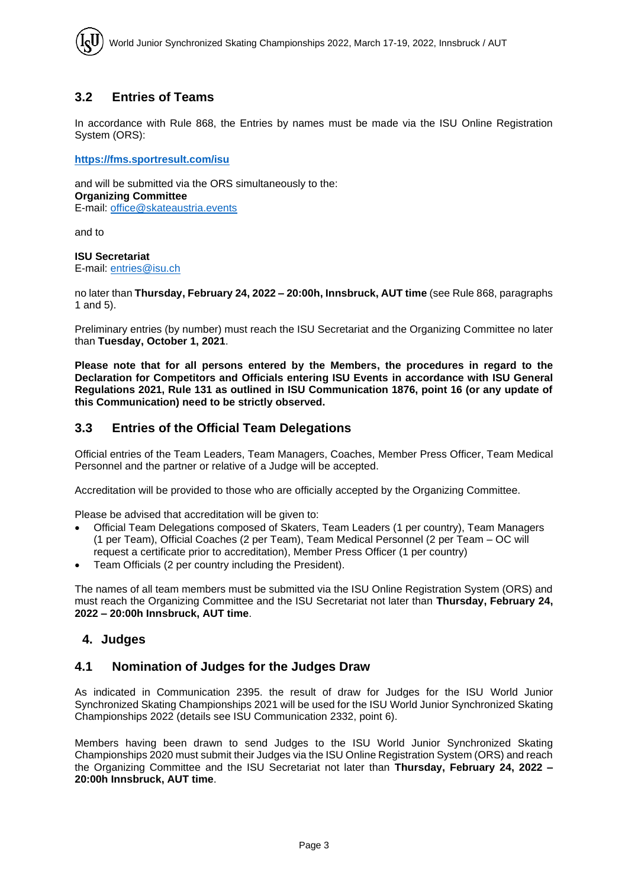## 3.2 Entries of Teams

In accordance with Rule 868, the Entries by names must be made via the ISU Online Registration System (ORS):

**https://fms.sportresult.com/isu**

and will be submitted via the ORS simultaneously to the:
**Organizing Committee**
E-mail: office@skateaustria.events

and to

**ISU Secretariat**
E-mail: entries@isu.ch

no later than **Thursday, February 24, 2022 – 20:00h, Innsbruck, AUT time** (see Rule 868, paragraphs 1 and 5).

Preliminary entries (by number) must reach the ISU Secretariat and the Organizing Committee no later than **Tuesday, October 1, 2021**.

**Please note that for all persons entered by the Members, the procedures in regard to the Declaration for Competitors and Officials entering ISU Events in accordance with ISU General Regulations 2021, Rule 131 as outlined in ISU Communication 1876, point 16 (or any update of this Communication) need to be strictly observed.**

## 3.3 Entries of the Official Team Delegations

Official entries of the Team Leaders, Team Managers, Coaches, Member Press Officer, Team Medical Personnel and the partner or relative of a Judge will be accepted.

Accreditation will be provided to those who are officially accepted by the Organizing Committee.

Please be advised that accreditation will be given to:

- Official Team Delegations composed of Skaters, Team Leaders (1 per country), Team Managers (1 per Team), Official Coaches (2 per Team), Team Medical Personnel (2 per Team – OC will request a certificate prior to accreditation), Member Press Officer (1 per country)
- Team Officials (2 per country including the President).

The names of all team members must be submitted via the ISU Online Registration System (ORS) and must reach the Organizing Committee and the ISU Secretariat not later than **Thursday, February 24, 2022 – 20:00h Innsbruck, AUT time**.

# 4. Judges

## 4.1 Nomination of Judges for the Judges Draw

As indicated in Communication 2395. the result of draw for Judges for the ISU World Junior Synchronized Skating Championships 2021 will be used for the ISU World Junior Synchronized Skating Championships 2022 (details see ISU Communication 2332, point 6).

Members having been drawn to send Judges to the ISU World Junior Synchronized Skating Championships 2020 must submit their Judges via the ISU Online Registration System (ORS) and reach the Organizing Committee and the ISU Secretariat not later than **Thursday, February 24, 2022 – 20:00h Innsbruck, AUT time**.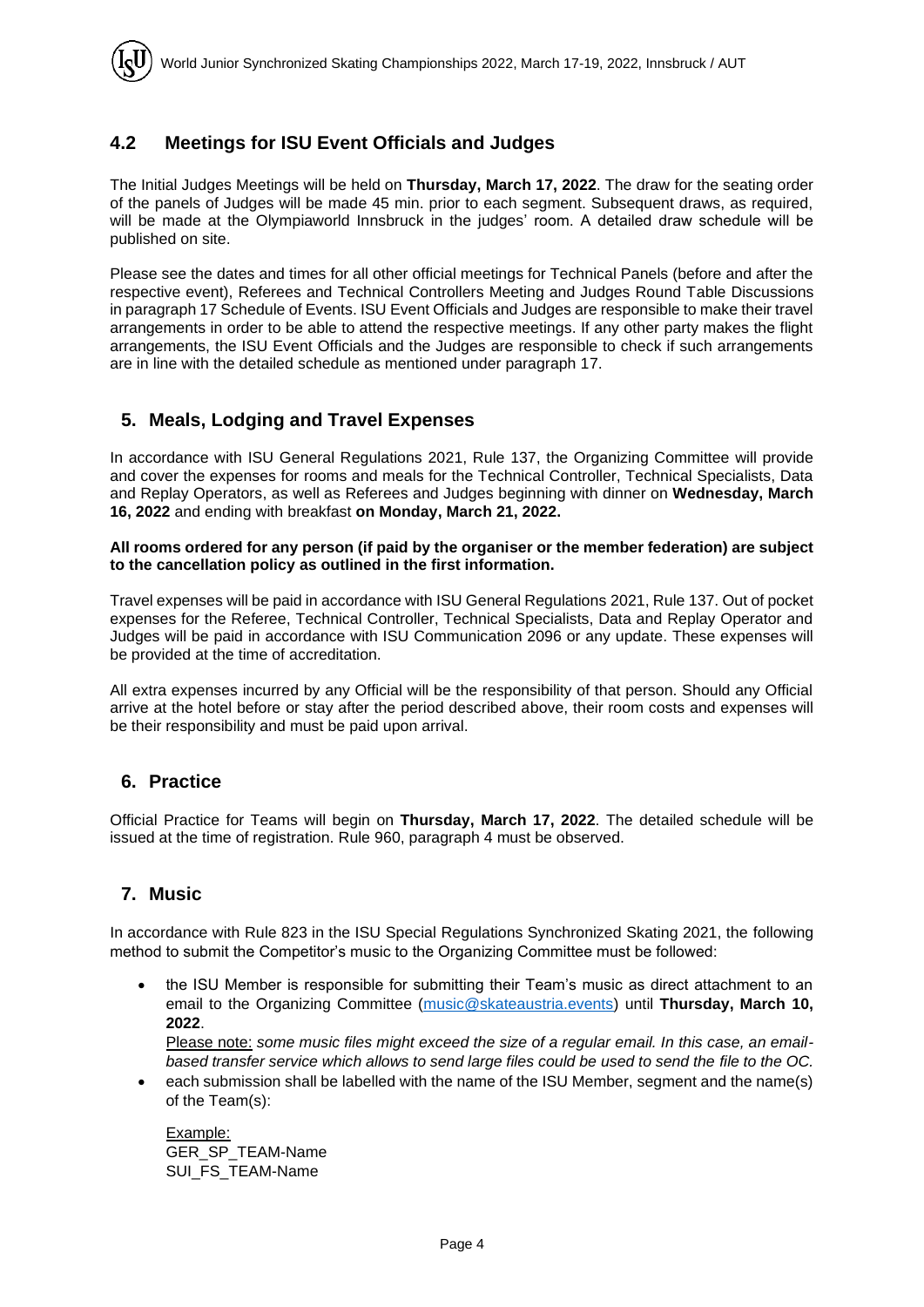### 4.2 Meetings for ISU Event Officials and Judges

The Initial Judges Meetings will be held on **Thursday, March 17, 2022**. The draw for the seating order of the panels of Judges will be made 45 min. prior to each segment. Subsequent draws, as required, will be made at the Olympiaworld Innsbruck in the judges' room. A detailed draw schedule will be published on site.

Please see the dates and times for all other official meetings for Technical Panels (before and after the respective event), Referees and Technical Controllers Meeting and Judges Round Table Discussions in paragraph 17 Schedule of Events. ISU Event Officials and Judges are responsible to make their travel arrangements in order to be able to attend the respective meetings. If any other party makes the flight arrangements, the ISU Event Officials and the Judges are responsible to check if such arrangements are in line with the detailed schedule as mentioned under paragraph 17.

## 5. Meals, Lodging and Travel Expenses

In accordance with ISU General Regulations 2021, Rule 137, the Organizing Committee will provide and cover the expenses for rooms and meals for the Technical Controller, Technical Specialists, Data and Replay Operators, as well as Referees and Judges beginning with dinner on **Wednesday, March 16, 2022** and ending with breakfast **on Monday, March 21, 2022.**

**All rooms ordered for any person (if paid by the organiser or the member federation) are subject to the cancellation policy as outlined in the first information.**

Travel expenses will be paid in accordance with ISU General Regulations 2021, Rule 137. Out of pocket expenses for the Referee, Technical Controller, Technical Specialists, Data and Replay Operator and Judges will be paid in accordance with ISU Communication 2096 or any update. These expenses will be provided at the time of accreditation.

All extra expenses incurred by any Official will be the responsibility of that person. Should any Official arrive at the hotel before or stay after the period described above, their room costs and expenses will be their responsibility and must be paid upon arrival.

## 6. Practice

Official Practice for Teams will begin on **Thursday, March 17, 2022**. The detailed schedule will be issued at the time of registration. Rule 960, paragraph 4 must be observed.

## 7. Music

In accordance with Rule 823 in the ISU Special Regulations Synchronized Skating 2021, the following method to submit the Competitor's music to the Organizing Committee must be followed:

- the ISU Member is responsible for submitting their Team's music as direct attachment to an email to the Organizing Committee (music@skateaustria.events) until **Thursday, March 10, 2022**.
  Please note: *some music files might exceed the size of a regular email. In this case, an email-based transfer service which allows to send large files could be used to send the file to the OC.*
- each submission shall be labelled with the name of the ISU Member, segment and the name(s) of the Team(s):

  Example:
  GER_SP_TEAM-Name
  SUI_FS_TEAM-Name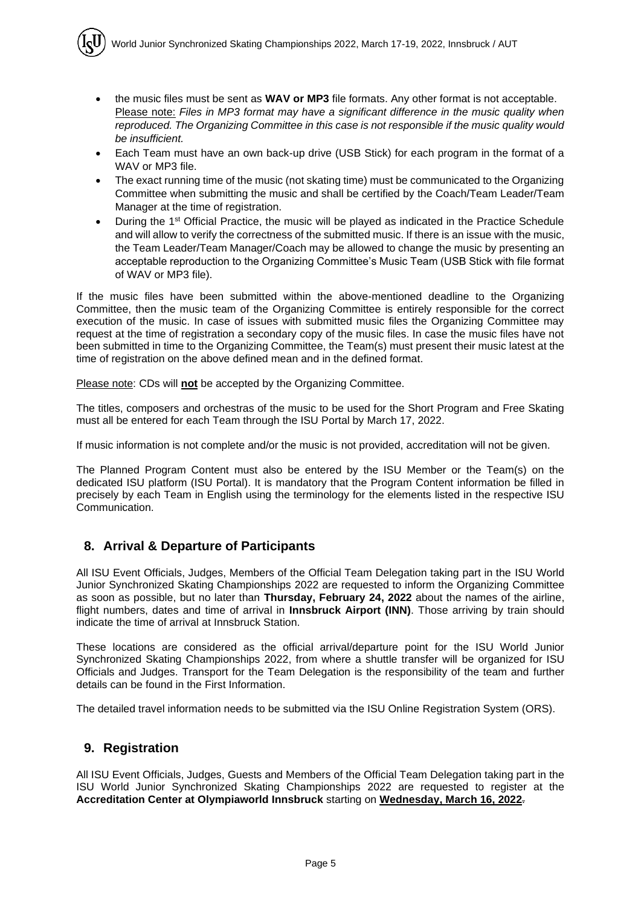- the music files must be sent as **WAV or MP3** file formats. Any other format is not acceptable. Please note: *Files in MP3 format may have a significant difference in the music quality when reproduced. The Organizing Committee in this case is not responsible if the music quality would be insufficient.*
- Each Team must have an own back-up drive (USB Stick) for each program in the format of a WAV or MP3 file.
- The exact running time of the music (not skating time) must be communicated to the Organizing Committee when submitting the music and shall be certified by the Coach/Team Leader/Team Manager at the time of registration.
- During the 1st Official Practice, the music will be played as indicated in the Practice Schedule and will allow to verify the correctness of the submitted music. If there is an issue with the music, the Team Leader/Team Manager/Coach may be allowed to change the music by presenting an acceptable reproduction to the Organizing Committee's Music Team (USB Stick with file format of WAV or MP3 file).

If the music files have been submitted within the above-mentioned deadline to the Organizing Committee, then the music team of the Organizing Committee is entirely responsible for the correct execution of the music. In case of issues with submitted music files the Organizing Committee may request at the time of registration a secondary copy of the music files. In case the music files have not been submitted in time to the Organizing Committee, the Team(s) must present their music latest at the time of registration on the above defined mean and in the defined format.

Please note: CDs will **not** be accepted by the Organizing Committee.

The titles, composers and orchestras of the music to be used for the Short Program and Free Skating must all be entered for each Team through the ISU Portal by March 17, 2022.

If music information is not complete and/or the music is not provided, accreditation will not be given.

The Planned Program Content must also be entered by the ISU Member or the Team(s) on the dedicated ISU platform (ISU Portal). It is mandatory that the Program Content information be filled in precisely by each Team in English using the terminology for the elements listed in the respective ISU Communication.

## 8. Arrival & Departure of Participants

All ISU Event Officials, Judges, Members of the Official Team Delegation taking part in the ISU World Junior Synchronized Skating Championships 2022 are requested to inform the Organizing Committee as soon as possible, but no later than **Thursday, February 24, 2022** about the names of the airline, flight numbers, dates and time of arrival in **Innsbruck Airport (INN)**. Those arriving by train should indicate the time of arrival at Innsbruck Station.

These locations are considered as the official arrival/departure point for the ISU World Junior Synchronized Skating Championships 2022, from where a shuttle transfer will be organized for ISU Officials and Judges. Transport for the Team Delegation is the responsibility of the team and further details can be found in the First Information.

The detailed travel information needs to be submitted via the ISU Online Registration System (ORS).

## 9. Registration

All ISU Event Officials, Judges, Guests and Members of the Official Team Delegation taking part in the ISU World Junior Synchronized Skating Championships 2022 are requested to register at the **Accreditation Center at Olympiaworld Innsbruck** starting on **Wednesday, March 16, 2022**.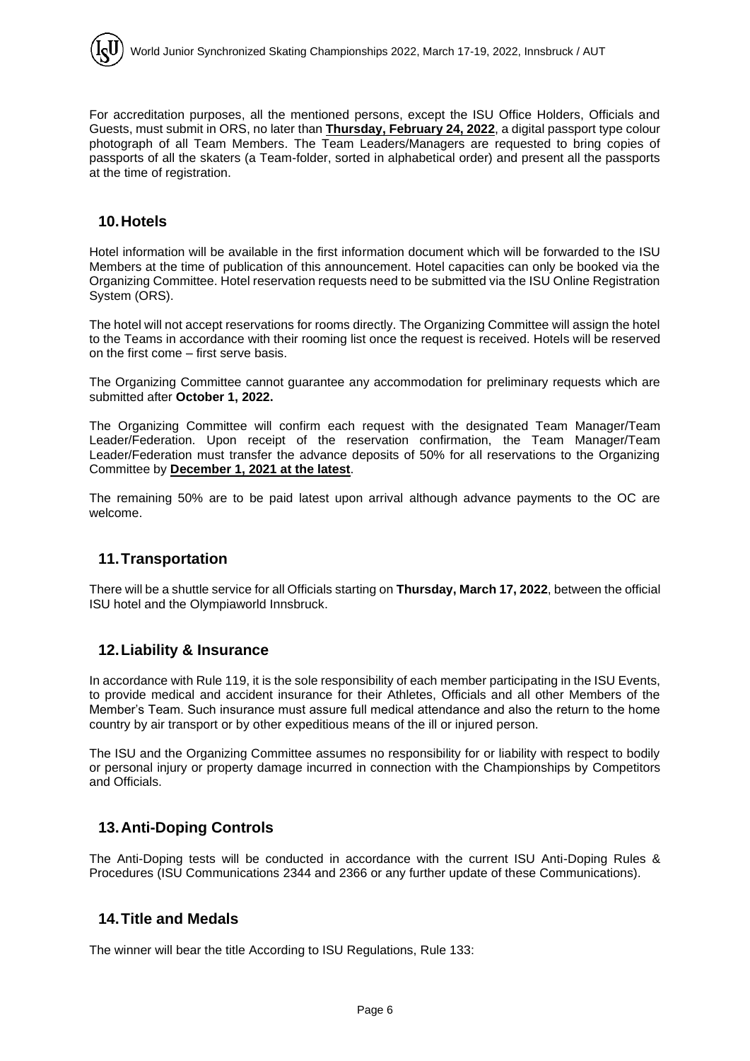For accreditation purposes, all the mentioned persons, except the ISU Office Holders, Officials and Guests, must submit in ORS, no later than **Thursday, February 24, 2022**, a digital passport type colour photograph of all Team Members. The Team Leaders/Managers are requested to bring copies of passports of all the skaters (a Team-folder, sorted in alphabetical order) and present all the passports at the time of registration.

## 10. Hotels

Hotel information will be available in the first information document which will be forwarded to the ISU Members at the time of publication of this announcement. Hotel capacities can only be booked via the Organizing Committee. Hotel reservation requests need to be submitted via the ISU Online Registration System (ORS).

The hotel will not accept reservations for rooms directly. The Organizing Committee will assign the hotel to the Teams in accordance with their rooming list once the request is received. Hotels will be reserved on the first come – first serve basis.

The Organizing Committee cannot guarantee any accommodation for preliminary requests which are submitted after **October 1, 2022.**

The Organizing Committee will confirm each request with the designated Team Manager/Team Leader/Federation. Upon receipt of the reservation confirmation, the Team Manager/Team Leader/Federation must transfer the advance deposits of 50% for all reservations to the Organizing Committee by **December 1, 2021 at the latest**.

The remaining 50% are to be paid latest upon arrival although advance payments to the OC are welcome.

## 11. Transportation

There will be a shuttle service for all Officials starting on **Thursday, March 17, 2022**, between the official ISU hotel and the Olympiaworld Innsbruck.

## 12. Liability & Insurance

In accordance with Rule 119, it is the sole responsibility of each member participating in the ISU Events, to provide medical and accident insurance for their Athletes, Officials and all other Members of the Member's Team. Such insurance must assure full medical attendance and also the return to the home country by air transport or by other expeditious means of the ill or injured person.

The ISU and the Organizing Committee assumes no responsibility for or liability with respect to bodily or personal injury or property damage incurred in connection with the Championships by Competitors and Officials.

## 13. Anti-Doping Controls

The Anti-Doping tests will be conducted in accordance with the current ISU Anti-Doping Rules & Procedures (ISU Communications 2344 and 2366 or any further update of these Communications).

## 14. Title and Medals

The winner will bear the title According to ISU Regulations, Rule 133: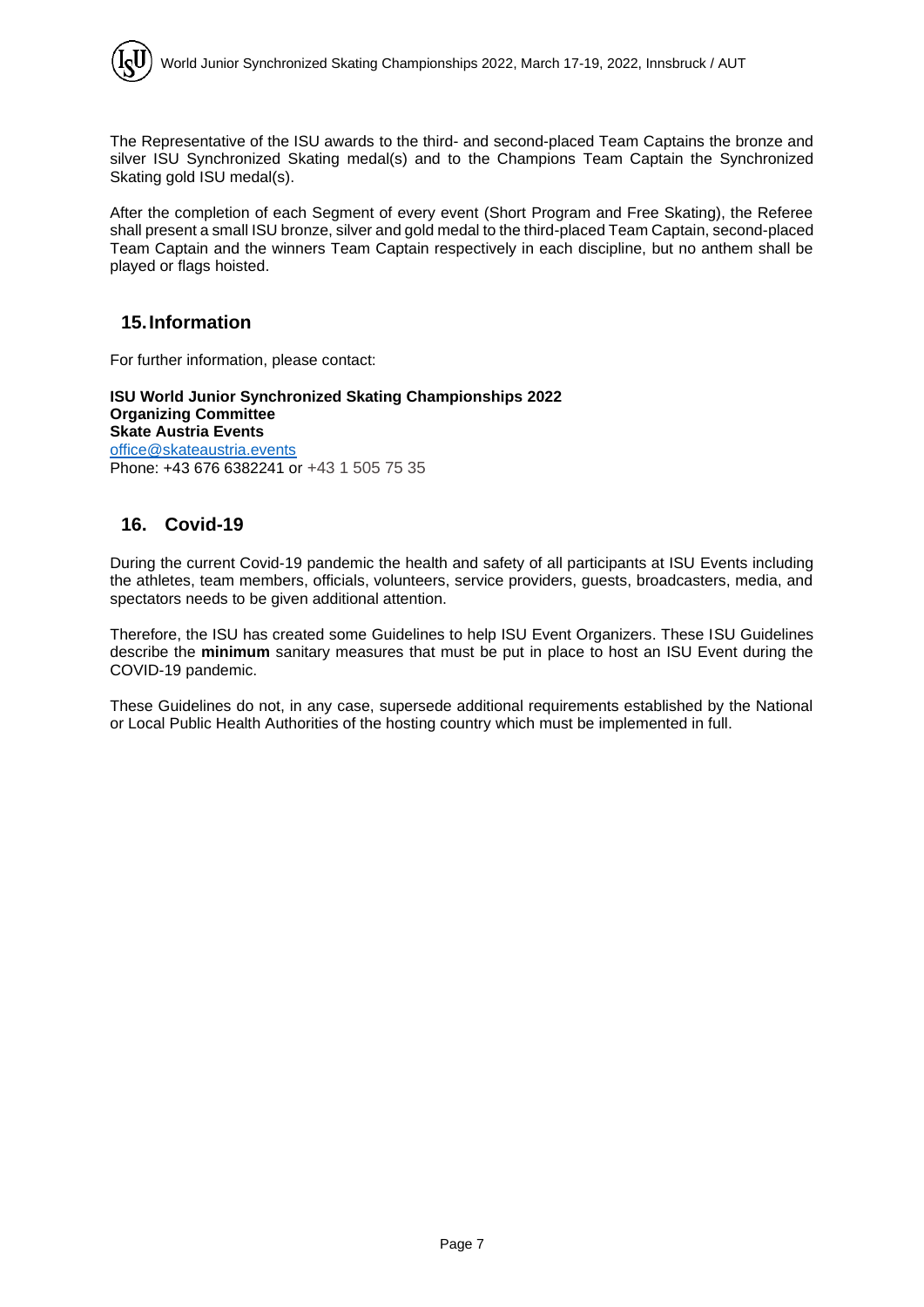The Representative of the ISU awards to the third- and second-placed Team Captains the bronze and silver ISU Synchronized Skating medal(s) and to the Champions Team Captain the Synchronized Skating gold ISU medal(s).

After the completion of each Segment of every event (Short Program and Free Skating), the Referee shall present a small ISU bronze, silver and gold medal to the third-placed Team Captain, second-placed Team Captain and the winners Team Captain respectively in each discipline, but no anthem shall be played or flags hoisted.

## 15. Information

For further information, please contact:

**ISU World Junior Synchronized Skating Championships 2022**
**Organizing Committee**
**Skate Austria Events**
office@skateaustria.events
Phone: +43 676 6382241 or +43 1 505 75 35

## 16. Covid-19

During the current Covid-19 pandemic the health and safety of all participants at ISU Events including the athletes, team members, officials, volunteers, service providers, guests, broadcasters, media, and spectators needs to be given additional attention.

Therefore, the ISU has created some Guidelines to help ISU Event Organizers. These ISU Guidelines describe the **minimum** sanitary measures that must be put in place to host an ISU Event during the COVID-19 pandemic.

These Guidelines do not, in any case, supersede additional requirements established by the National or Local Public Health Authorities of the hosting country which must be implemented in full.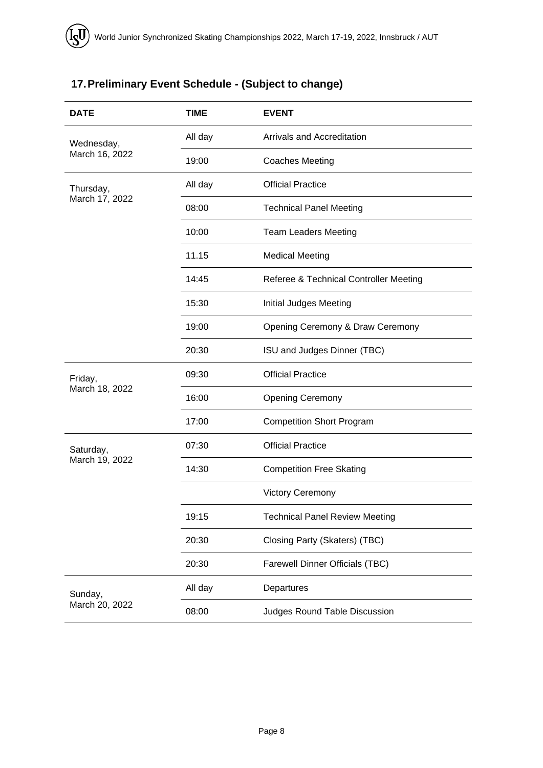## 17. Preliminary Event Schedule - (Subject to change)

| DATE | TIME | EVENT |
|---|---|---|
| Wednesday, March 16, 2022 | All day | Arrivals and Accreditation |
| | 19:00 | Coaches Meeting |
| Thursday, March 17, 2022 | All day | Official Practice |
| | 08:00 | Technical Panel Meeting |
| | 10:00 | Team Leaders Meeting |
| | 11.15 | Medical Meeting |
| | 14:45 | Referee & Technical Controller Meeting |
| | 15:30 | Initial Judges Meeting |
| | 19:00 | Opening Ceremony & Draw Ceremony |
| | 20:30 | ISU and Judges Dinner (TBC) |
| Friday, March 18, 2022 | 09:30 | Official Practice |
| | 16:00 | Opening Ceremony |
| | 17:00 | Competition Short Program |
| Saturday, March 19, 2022 | 07:30 | Official Practice |
| | 14:30 | Competition Free Skating |
| | | Victory Ceremony |
| | 19:15 | Technical Panel Review Meeting |
| | 20:30 | Closing Party (Skaters) (TBC) |
| | 20:30 | Farewell Dinner Officials (TBC) |
| Sunday, March 20, 2022 | All day | Departures |
| | 08:00 | Judges Round Table Discussion |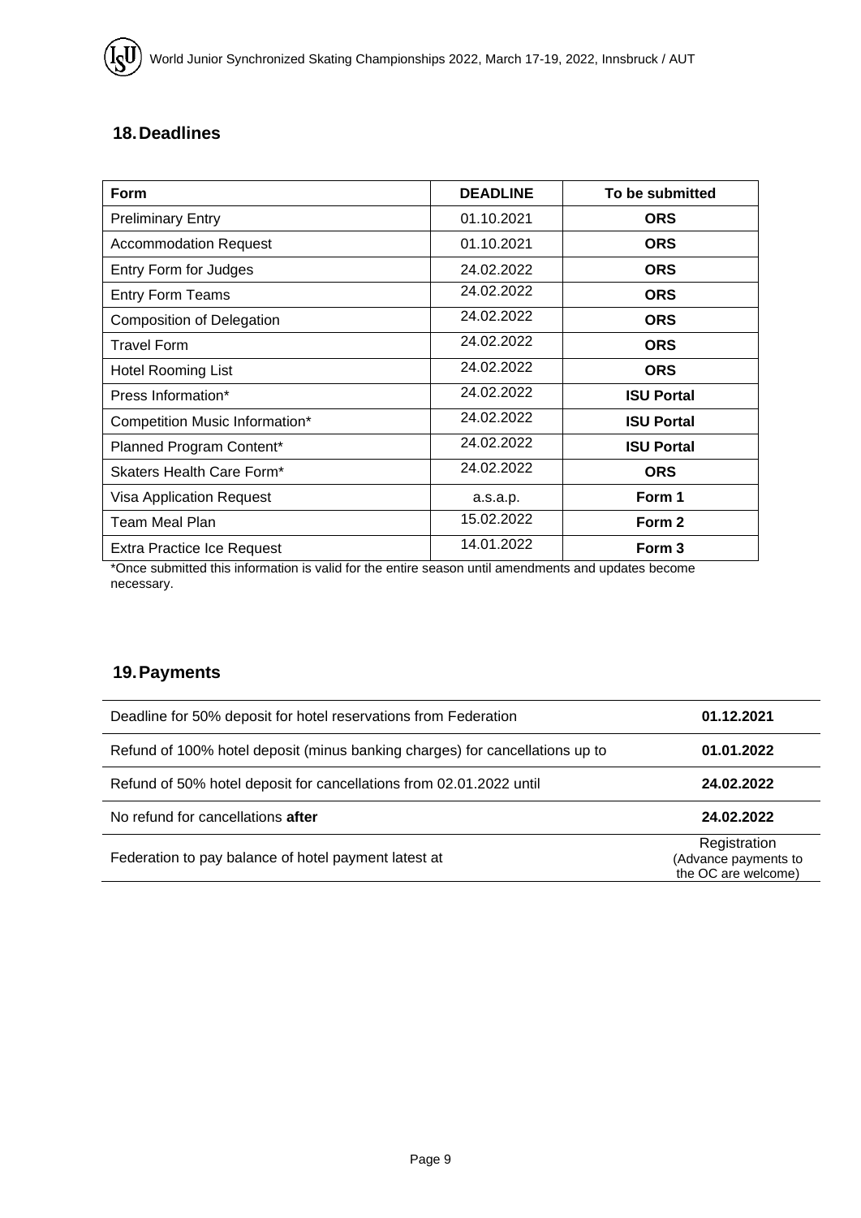## 18. Deadlines

| Form | DEADLINE | To be submitted |
|---|---|---|
| Preliminary Entry | 01.10.2021 | **ORS** |
| Accommodation Request | 01.10.2021 | **ORS** |
| Entry Form for Judges | 24.02.2022 | **ORS** |
| Entry Form Teams | 24.02.2022 | **ORS** |
| Composition of Delegation | 24.02.2022 | **ORS** |
| Travel Form | 24.02.2022 | **ORS** |
| Hotel Rooming List | 24.02.2022 | **ORS** |
| Press Information* | 24.02.2022 | **ISU Portal** |
| Competition Music Information* | 24.02.2022 | **ISU Portal** |
| Planned Program Content* | 24.02.2022 | **ISU Portal** |
| Skaters Health Care Form* | 24.02.2022 | **ORS** |
| Visa Application Request | a.s.a.p. | **Form 1** |
| Team Meal Plan | 15.02.2022 | **Form 2** |
| Extra Practice Ice Request | 14.01.2022 | **Form 3** |

*Once submitted this information is valid for the entire season until amendments and updates become necessary.

## 19. Payments

| | |
|---|---|
| Deadline for 50% deposit for hotel reservations from Federation | **01.12.2021** |
| Refund of 100% hotel deposit (minus banking charges) for cancellations up to | **01.01.2022** |
| Refund of 50% hotel deposit for cancellations from 02.01.2022 until | **24.02.2022** |
| No refund for cancellations **after** | **24.02.2022** |
| Federation to pay balance of hotel payment latest at | Registration (Advance payments to the OC are welcome) |